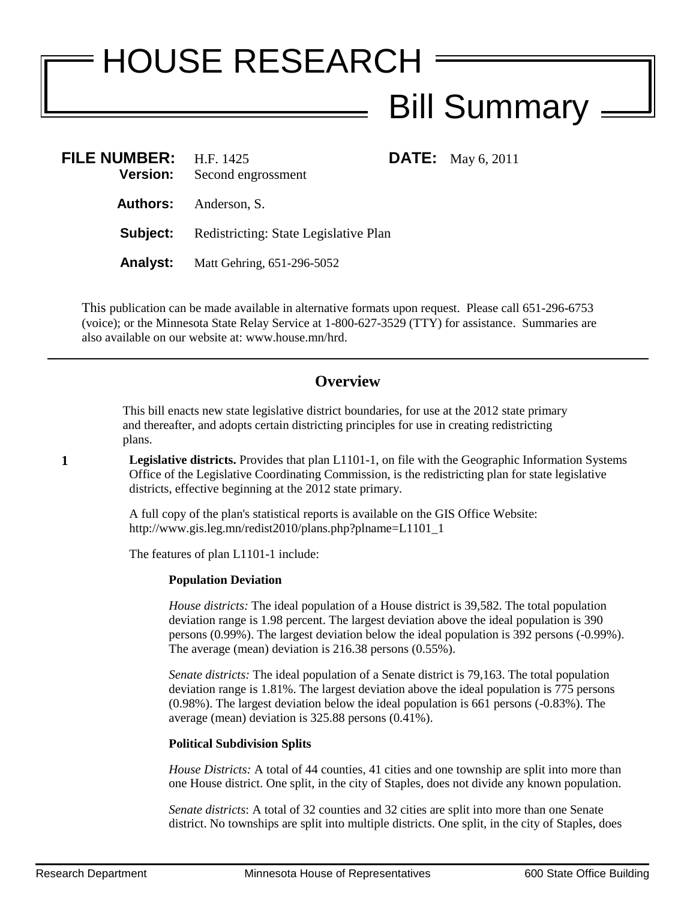# HOUSE RESEARCH

## Bill Summary

**FILE NUMBER:** H.F. 1425 **DATE:** May 6, 2011
**Version:** Second engrossment

**Authors:** Anderson, S.

**Subject:** Redistricting: State Legislative Plan

**Analyst:** Matt Gehring, 651-296-5052

This publication can be made available in alternative formats upon request. Please call 651-296-6753 (voice); or the Minnesota State Relay Service at 1-800-627-3529 (TTY) for assistance. Summaries are also available on our website at: www.house.mn/hrd.

---

## Overview

This bill enacts new state legislative district boundaries, for use at the 2012 state primary and thereafter, and adopts certain districting principles for use in creating redistricting plans.

**1** **Legislative districts.** Provides that plan L1101-1, on file with the Geographic Information Systems Office of the Legislative Coordinating Commission, is the redistricting plan for state legislative districts, effective beginning at the 2012 state primary.

A full copy of the plan's statistical reports is available on the GIS Office Website: http://www.gis.leg.mn/redist2010/plans.php?plname=L1101_1

The features of plan L1101-1 include:

**Population Deviation**

*House districts:* The ideal population of a House district is 39,582. The total population deviation range is 1.98 percent. The largest deviation above the ideal population is 390 persons (0.99%). The largest deviation below the ideal population is 392 persons (-0.99%). The average (mean) deviation is 216.38 persons (0.55%).

*Senate districts:* The ideal population of a Senate district is 79,163. The total population deviation range is 1.81%. The largest deviation above the ideal population is 775 persons (0.98%). The largest deviation below the ideal population is 661 persons (-0.83%). The average (mean) deviation is 325.88 persons (0.41%).

**Political Subdivision Splits**

*House Districts:* A total of 44 counties, 41 cities and one township are split into more than one House district. One split, in the city of Staples, does not divide any known population.

*Senate districts*: A total of 32 counties and 32 cities are split into more than one Senate district. No townships are split into multiple districts. One split, in the city of Staples, does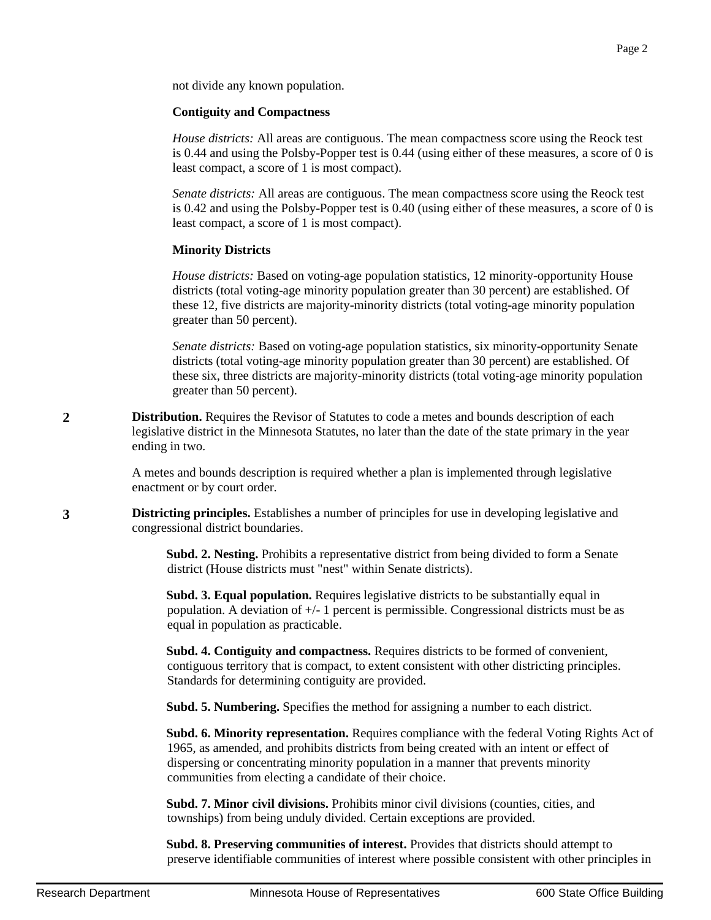not divide any known population.

**Contiguity and Compactness**

*House districts:* All areas are contiguous. The mean compactness score using the Reock test is 0.44 and using the Polsby-Popper test is 0.44 (using either of these measures, a score of 0 is least compact, a score of 1 is most compact).

*Senate districts:* All areas are contiguous. The mean compactness score using the Reock test is 0.42 and using the Polsby-Popper test is 0.40 (using either of these measures, a score of 0 is least compact, a score of 1 is most compact).

**Minority Districts**

*House districts:* Based on voting-age population statistics, 12 minority-opportunity House districts (total voting-age minority population greater than 30 percent) are established. Of these 12, five districts are majority-minority districts (total voting-age minority population greater than 50 percent).

*Senate districts:* Based on voting-age population statistics, six minority-opportunity Senate districts (total voting-age minority population greater than 30 percent) are established. Of these six, three districts are majority-minority districts (total voting-age minority population greater than 50 percent).

**2** **Distribution.** Requires the Revisor of Statutes to code a metes and bounds description of each legislative district in the Minnesota Statutes, no later than the date of the state primary in the year ending in two.

A metes and bounds description is required whether a plan is implemented through legislative enactment or by court order.

**3** **Districting principles.** Establishes a number of principles for use in developing legislative and congressional district boundaries.

**Subd. 2. Nesting.** Prohibits a representative district from being divided to form a Senate district (House districts must "nest" within Senate districts).

**Subd. 3. Equal population.** Requires legislative districts to be substantially equal in population. A deviation of +/- 1 percent is permissible. Congressional districts must be as equal in population as practicable.

**Subd. 4. Contiguity and compactness.** Requires districts to be formed of convenient, contiguous territory that is compact, to extent consistent with other districting principles. Standards for determining contiguity are provided.

**Subd. 5. Numbering.** Specifies the method for assigning a number to each district.

**Subd. 6. Minority representation.** Requires compliance with the federal Voting Rights Act of 1965, as amended, and prohibits districts from being created with an intent or effect of dispersing or concentrating minority population in a manner that prevents minority communities from electing a candidate of their choice.

**Subd. 7. Minor civil divisions.** Prohibits minor civil divisions (counties, cities, and townships) from being unduly divided. Certain exceptions are provided.

**Subd. 8. Preserving communities of interest.** Provides that districts should attempt to preserve identifiable communities of interest where possible consistent with other principles in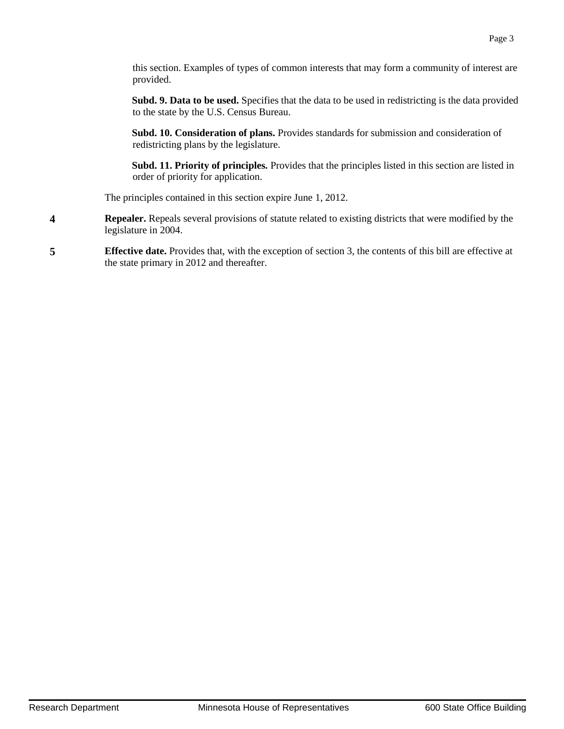this section. Examples of types of common interests that may form a community of interest are provided.

**Subd. 9. Data to be used.** Specifies that the data to be used in redistricting is the data provided to the state by the U.S. Census Bureau.

**Subd. 10. Consideration of plans.** Provides standards for submission and consideration of redistricting plans by the legislature.

**Subd. 11. Priority of principles.** Provides that the principles listed in this section are listed in order of priority for application.

The principles contained in this section expire June 1, 2012.

**4** **Repealer.** Repeals several provisions of statute related to existing districts that were modified by the legislature in 2004.

**5** **Effective date.** Provides that, with the exception of section 3, the contents of this bill are effective at the state primary in 2012 and thereafter.